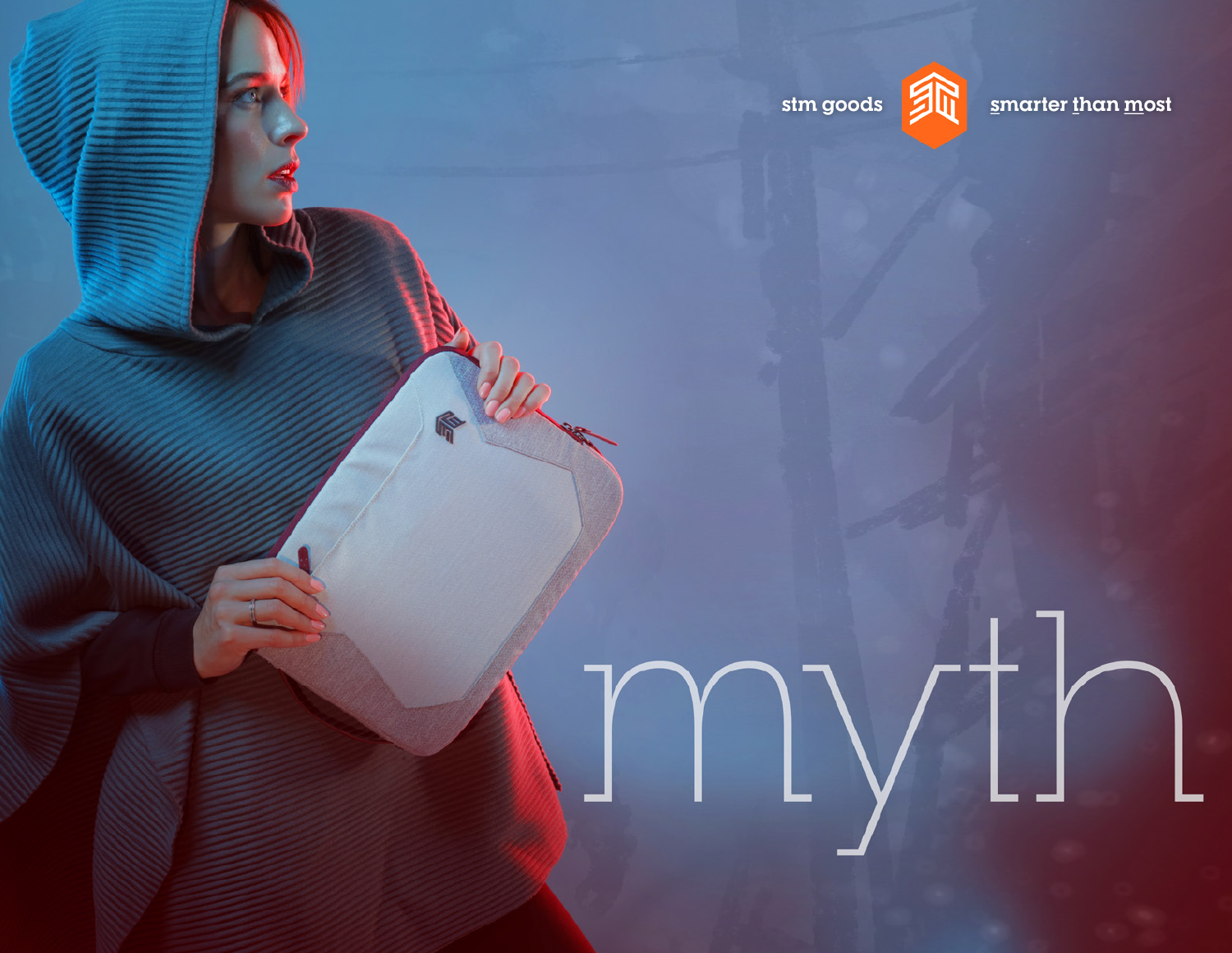stm goods

smarter than most

# myth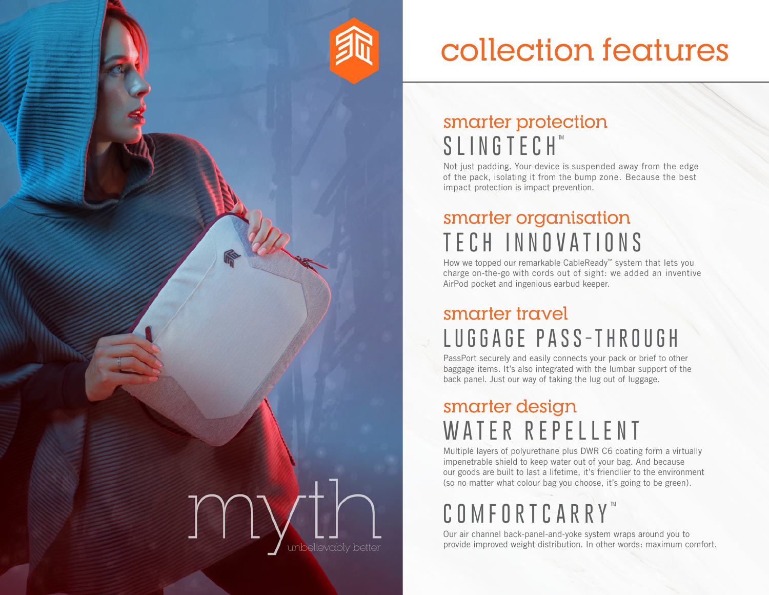myth

unbelievably better

# collection features

## smarter protection
### SLINGTECH™

Not just padding. Your device is suspended away from the edge of the pack, isolating it from the bump zone. Because the best impact protection is impact prevention.

## smarter organisation
### TECH INNOVATIONS

How we topped our remarkable CableReady™ system that lets you charge on-the-go with cords out of sight: we added an inventive AirPod pocket and ingenious earbud keeper.

## smarter travel
### LUGGAGE PASS-THROUGH

PassPort securely and easily connects your pack or brief to other baggage items. It's also integrated with the lumbar support of the back panel. Just our way of taking the lug out of luggage.

## smarter design
### WATER REPELLENT

Multiple layers of polyurethane plus DWR C6 coating form a virtually impenetrable shield to keep water out of your bag. And because our goods are built to last a lifetime, it's friendlier to the environment (so no matter what colour bag you choose, it's going to be green).

### COMFORTCARRY™

Our air channel back-panel-and-yoke system wraps around you to provide improved weight distribution. In other words: maximum comfort.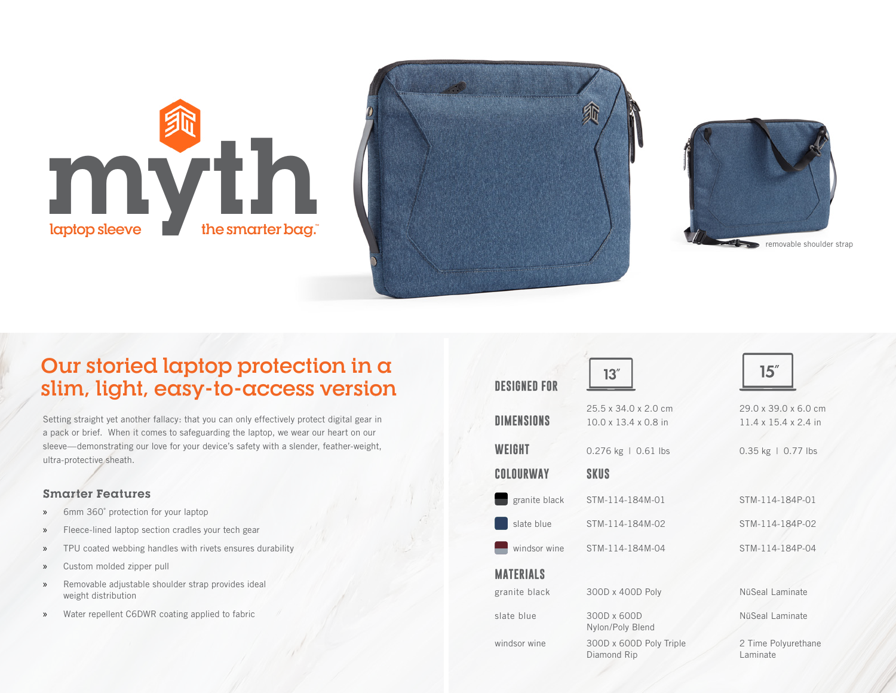# myth

laptop sleeve

the smarter bag.™

removable shoulder strap

## Our storied laptop protection in a slim, light, easy-to-access version

Setting straight yet another fallacy: that you can only effectively protect digital gear in a pack or brief. When it comes to safeguarding the laptop, we wear our heart on our sleeve—demonstrating our love for your device's safety with a slender, feather-weight, ultra-protective sheath.

### Smarter Features

- 6mm 360˚ protection for your laptop
- Fleece-lined laptop section cradles your tech gear
- TPU coated webbing handles with rivets ensures durability
- Custom molded zipper pull
- Removable adjustable shoulder strap provides ideal weight distribution
- Water repellent C6DWR coating applied to fabric

| DESIGNED FOR | 13″ | 15″ |
|---|---|---|
| DIMENSIONS | 25.5 x 34.0 x 2.0 cm<br>10.0 x 13.4 x 0.8 in | 29.0 x 39.0 x 6.0 cm<br>11.4 x 15.4 x 2.4 in |
| WEIGHT | 0.276 kg \| 0.61 lbs | 0.35 kg \| 0.77 lbs |
| COLOURWAY | SKUS | |
| granite black | STM-114-184M-01 | STM-114-184P-01 |
| slate blue | STM-114-184M-02 | STM-114-184P-02 |
| windsor wine | STM-114-184M-04 | STM-114-184P-04 |
| MATERIALS | | |
| granite black | 300D x 400D Poly | NüSeal Laminate |
| slate blue | 300D x 600D Nylon/Poly Blend | NüSeal Laminate |
| windsor wine | 300D x 600D Poly Triple Diamond Rip | 2 Time Polyurethane Laminate |